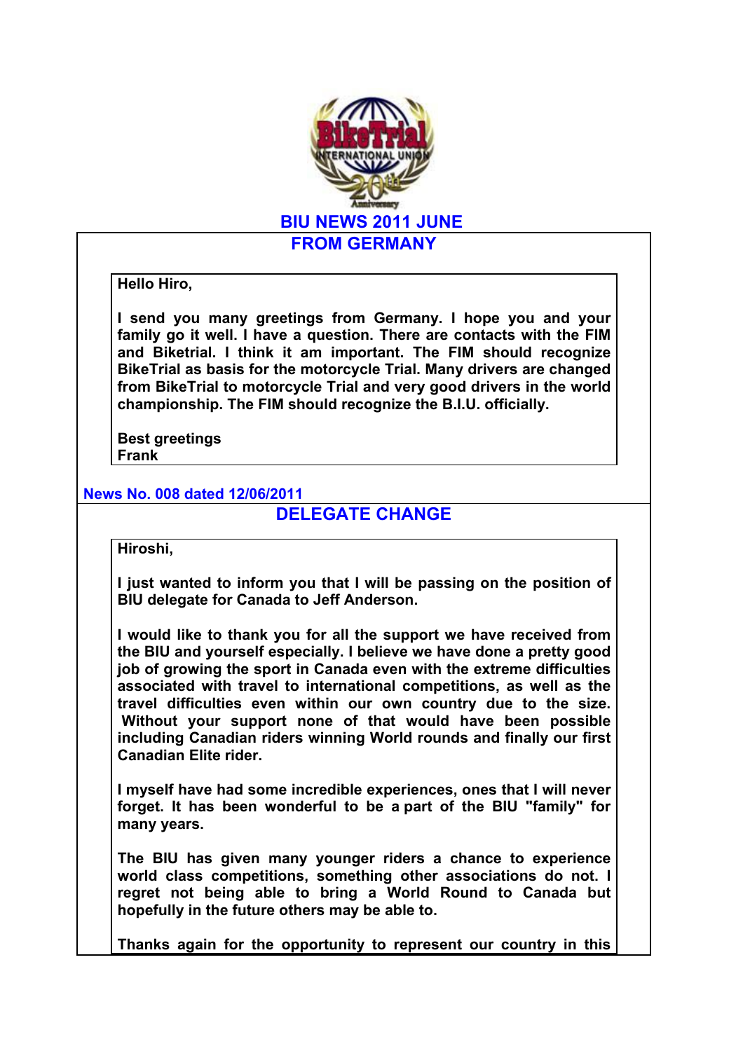# BIU NEWS 2011 JUNE

## FROM GERMANY

**Hello Hiro,**

**I send you many greetings from Germany. I hope you and your family go it well. I have a question. There are contacts with the FIM and Biketrial. I think it am important. The FIM should recognize BikeTrial as basis for the motorcycle Trial. Many drivers are changed from BikeTrial to motorcycle Trial and very good drivers in the world championship. The FIM should recognize the B.I.U. officially.**

**Best greetings**
**Frank**

**News No. 008 dated 12/06/2011**

## DELEGATE CHANGE

**Hiroshi,**

**I just wanted to inform you that I will be passing on the position of BIU delegate for Canada to Jeff Anderson.**

**I would like to thank you for all the support we have received from the BIU and yourself especially. I believe we have done a pretty good job of growing the sport in Canada even with the extreme difficulties associated with travel to international competitions, as well as the travel difficulties even within our own country due to the size. Without your support none of that would have been possible including Canadian riders winning World rounds and finally our first Canadian Elite rider.**

**I myself have had some incredible experiences, ones that I will never forget. It has been wonderful to be a part of the BIU "family" for many years.**

**The BIU has given many younger riders a chance to experience world class competitions, something other associations do not. I regret not being able to bring a World Round to Canada but hopefully in the future others may be able to.**

**Thanks again for the opportunity to represent our country in this**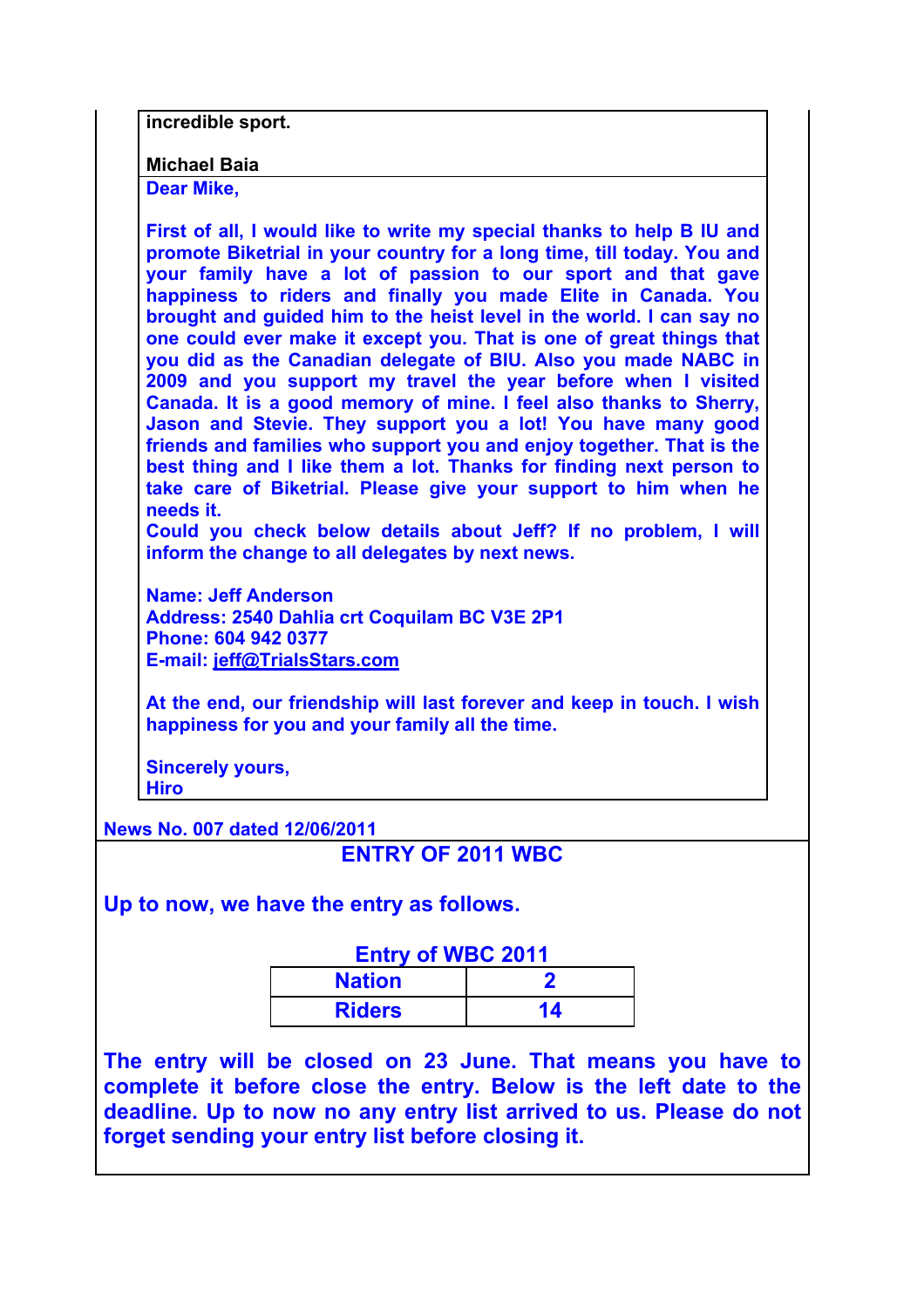**incredible sport.**

**Michael Baia**

**Dear Mike,**

**First of all, I would like to write my special thanks to help B IU and promote Biketrial in your country for a long time, till today. You and your family have a lot of passion to our sport and that gave happiness to riders and finally you made Elite in Canada. You brought and guided him to the heist level in the world. I can say no one could ever make it except you. That is one of great things that you did as the Canadian delegate of BIU. Also you made NABC in 2009 and you support my travel the year before when I visited Canada. It is a good memory of mine. I feel also thanks to Sherry, Jason and Stevie. They support you a lot! You have many good friends and families who support you and enjoy together. That is the best thing and I like them a lot. Thanks for finding next person to take care of Biketrial. Please give your support to him when he needs it.**
**Could you check below details about Jeff? If no problem, I will inform the change to all delegates by next news.**

**Name: Jeff Anderson**
**Address: 2540 Dahlia crt Coquilam BC V3E 2P1**
**Phone: 604 942 0377**
**E-mail: jeff@TrialsStars.com**

**At the end, our friendship will last forever and keep in touch. I wish happiness for you and your family all the time.**

**Sincerely yours,**
**Hiro**

**News No. 007 dated 12/06/2011**

## ENTRY OF 2011 WBC

**Up to now, we have the entry as follows.**

**Entry of WBC 2011**

| Nation | 2 |
|---|---|
| Riders | 14 |

**The entry will be closed on 23 June. That means you have to complete it before close the entry. Below is the left date to the deadline. Up to now no any entry list arrived to us. Please do not forget sending your entry list before closing it.**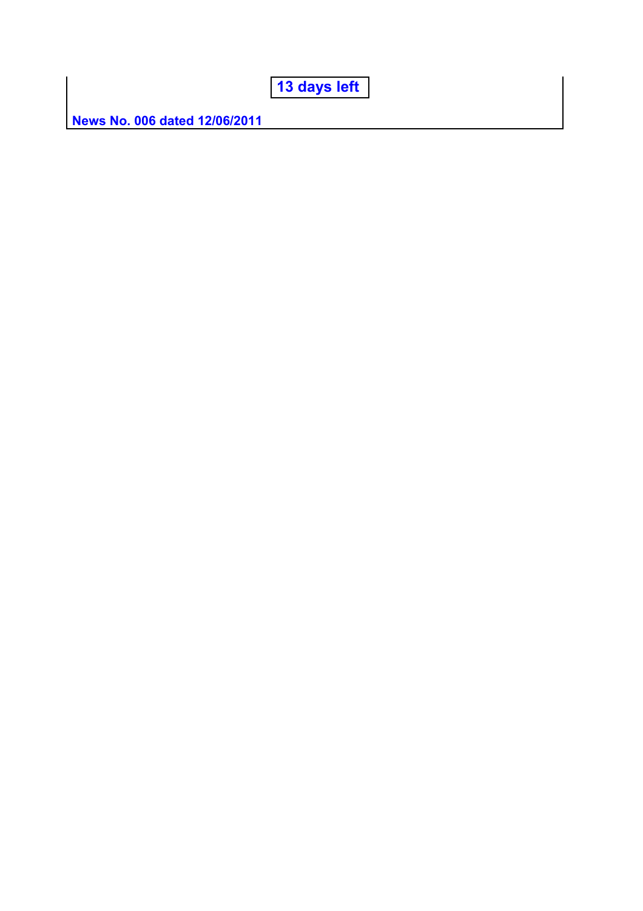**13 days left**

**News No. 006 dated 12/06/2011**